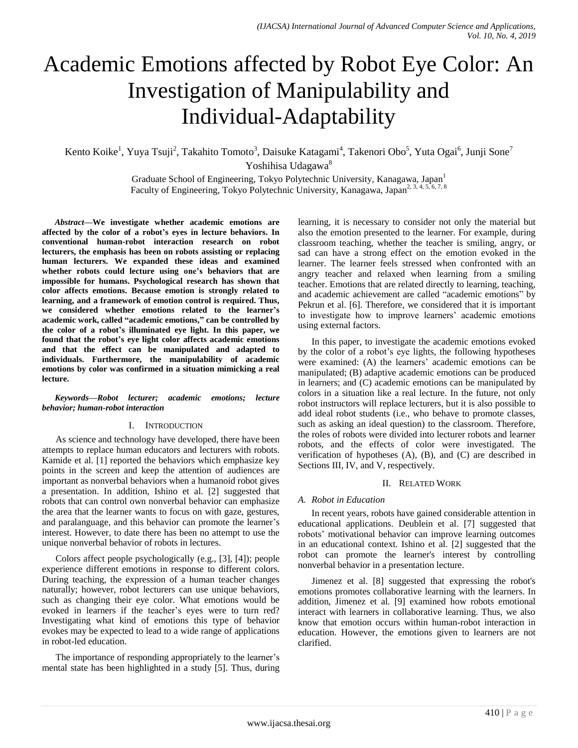# Academic Emotions affected by Robot Eye Color: An Investigation of Manipulability and Individual-Adaptability

Kento Koike[1], Yuya Tsuji[2], Takahito Tomoto[3], Daisuke Katagami[4], Takenori Obo[5], Yuta Ogai[6], Junji Sone[7], Yoshihisa Udagawa[8]

Graduate School of Engineering, Tokyo Polytechnic University, Kanagawa, Japan[1]
Faculty of Engineering, Tokyo Polytechnic University, Kanagawa, Japan[2, 3, 4, 5, 6, 7, 8]

***Abstract*—We investigate whether academic emotions are affected by the color of a robot's eyes in lecture behaviors. In conventional human-robot interaction research on robot lecturers, the emphasis has been on robots assisting or replacing human lecturers. We expanded these ideas and examined whether robots could lecture using one's behaviors that are impossible for humans. Psychological research has shown that color affects emotions. Because emotion is strongly related to learning, and a framework of emotion control is required. Thus, we considered whether emotions related to the learner's academic work, called "academic emotions," can be controlled by the color of a robot's illuminated eye light. In this paper, we found that the robot's eye light color affects academic emotions and that the effect can be manipulated and adapted to individuals. Furthermore, the manipulability of academic emotions by color was confirmed in a situation mimicking a real lecture.**

***Keywords*—Robot lecturer; academic emotions; lecture behavior; human-robot interaction**

## I. Introduction

As science and technology have developed, there have been attempts to replace human educators and lecturers with robots. Kamide et al. [1] reported the behaviors which emphasize key points in the screen and keep the attention of audiences are important as nonverbal behaviors when a humanoid robot gives a presentation. In addition, Ishino et al. [2] suggested that robots that can control own nonverbal behavior can emphasize the area that the learner wants to focus on with gaze, gestures, and paralanguage, and this behavior can promote the learner's interest. However, to date there has been no attempt to use the unique nonverbal behavior of robots in lectures.

Colors affect people psychologically (e.g., [3], [4]); people experience different emotions in response to different colors. During teaching, the expression of a human teacher changes naturally; however, robot lecturers can use unique behaviors, such as changing their eye color. What emotions would be evoked in learners if the teacher's eyes were to turn red? Investigating what kind of emotions this type of behavior evokes may be expected to lead to a wide range of applications in robot-led education.

The importance of responding appropriately to the learner's mental state has been highlighted in a study [5]. Thus, during learning, it is necessary to consider not only the material but also the emotion presented to the learner. For example, during classroom teaching, whether the teacher is smiling, angry, or sad can have a strong effect on the emotion evoked in the learner. The learner feels stressed when confronted with an angry teacher and relaxed when learning from a smiling teacher. Emotions that are related directly to learning, teaching, and academic achievement are called "academic emotions" by Pekrun et al. [6]. Therefore, we considered that it is important to investigate how to improve learners' academic emotions using external factors.

In this paper, to investigate the academic emotions evoked by the color of a robot's eye lights, the following hypotheses were examined: (A) the learners' academic emotions can be manipulated; (B) adaptive academic emotions can be produced in learners; and (C) academic emotions can be manipulated by colors in a situation like a real lecture. In the future, not only robot instructors will replace lecturers, but it is also possible to add ideal robot students (i.e., who behave to promote classes, such as asking an ideal question) to the classroom. Therefore, the roles of robots were divided into lecturer robots and learner robots, and the effects of color were investigated. The verification of hypotheses (A), (B), and (C) are described in Sections III, IV, and V, respectively.

## II. Related Work

### A. Robot in Education

In recent years, robots have gained considerable attention in educational applications. Deublein et al. [7] suggested that robots' motivational behavior can improve learning outcomes in an educational context. Ishino et al. [2] suggested that the robot can promote the learner's interest by controlling nonverbal behavior in a presentation lecture.

Jimenez et al. [8] suggested that expressing the robot's emotions promotes collaborative learning with the learners. In addition, Jimenez et al. [9] examined how robots emotional interact with learners in collaborative learning. Thus, we also know that emotion occurs within human-robot interaction in education. However, the emotions given to learners are not clarified.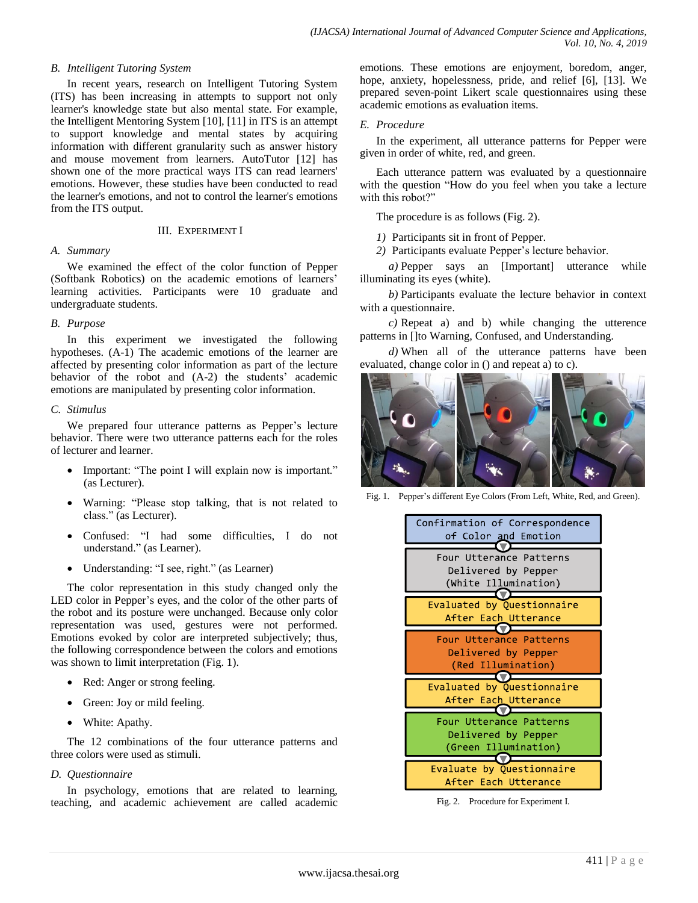### B. Intelligent Tutoring System

In recent years, research on Intelligent Tutoring System (ITS) has been increasing in attempts to support not only learner's knowledge state but also mental state. For example, the Intelligent Mentoring System [10], [11] in ITS is an attempt to support knowledge and mental states by acquiring information with different granularity such as answer history and mouse movement from learners. AutoTutor [12] has shown one of the more practical ways ITS can read learners' emotions. However, these studies have been conducted to read the learner's emotions, and not to control the learner's emotions from the ITS output.

## III. Experiment I

### A. Summary

We examined the effect of the color function of Pepper (Softbank Robotics) on the academic emotions of learners' learning activities. Participants were 10 graduate and undergraduate students.

### B. Purpose

In this experiment we investigated the following hypotheses. (A-1) The academic emotions of the learner are affected by presenting color information as part of the lecture behavior of the robot and (A-2) the students' academic emotions are manipulated by presenting color information.

### C. Stimulus

We prepared four utterance patterns as Pepper's lecture behavior. There were two utterance patterns each for the roles of lecturer and learner.

- Important: "The point I will explain now is important." (as Lecturer).
- Warning: "Please stop talking, that is not related to class." (as Lecturer).
- Confused: "I had some difficulties, I do not understand." (as Learner).
- Understanding: "I see, right." (as Learner)

The color representation in this study changed only the LED color in Pepper's eyes, and the color of the other parts of the robot and its posture were unchanged. Because only color representation was used, gestures were not performed. Emotions evoked by color are interpreted subjectively; thus, the following correspondence between the colors and emotions was shown to limit interpretation (Fig. 1).

- Red: Anger or strong feeling.
- Green: Joy or mild feeling.
- White: Apathy.

The 12 combinations of the four utterance patterns and three colors were used as stimuli.

### D. Questionnaire

In psychology, emotions that are related to learning, teaching, and academic achievement are called academic emotions. These emotions are enjoyment, boredom, anger, hope, anxiety, hopelessness, pride, and relief [6], [13]. We prepared seven-point Likert scale questionnaires using these academic emotions as evaluation items.

### E. Procedure

In the experiment, all utterance patterns for Pepper were given in order of white, red, and green.

Each utterance pattern was evaluated by a questionnaire with the question "How do you feel when you take a lecture with this robot?"

The procedure is as follows (Fig. 2).

*1)* Participants sit in front of Pepper.

*2)* Participants evaluate Pepper's lecture behavior.

*a)* Pepper says an [Important] utterance while illuminating its eyes (white).

*b)* Participants evaluate the lecture behavior in context with a questionnaire.

*c)* Repeat a) and b) while changing the utterence patterns in []to Warning, Confused, and Understanding.

*d)* When all of the utterance patterns have been evaluated, change color in () and repeat a) to c).

Fig. 1. Pepper's different Eye Colors (From Left, White, Red, and Green).

Confirmation of Correspondence of Color and Emotion
↓
Four Utterance Patterns Delivered by Pepper (White Illumination)
↓
Evaluated by Questionnaire After Each Utterance
↓
Four Utterance Patterns Delivered by Pepper (Red Illumination)
↓
Evaluated by Questionnaire After Each Utterance
↓
Four Utterance Patterns Delivered by Pepper (Green Illumination)
↓
Evaluate by Questionnaire After Each Utterance

Fig. 2. Procedure for Experiment I.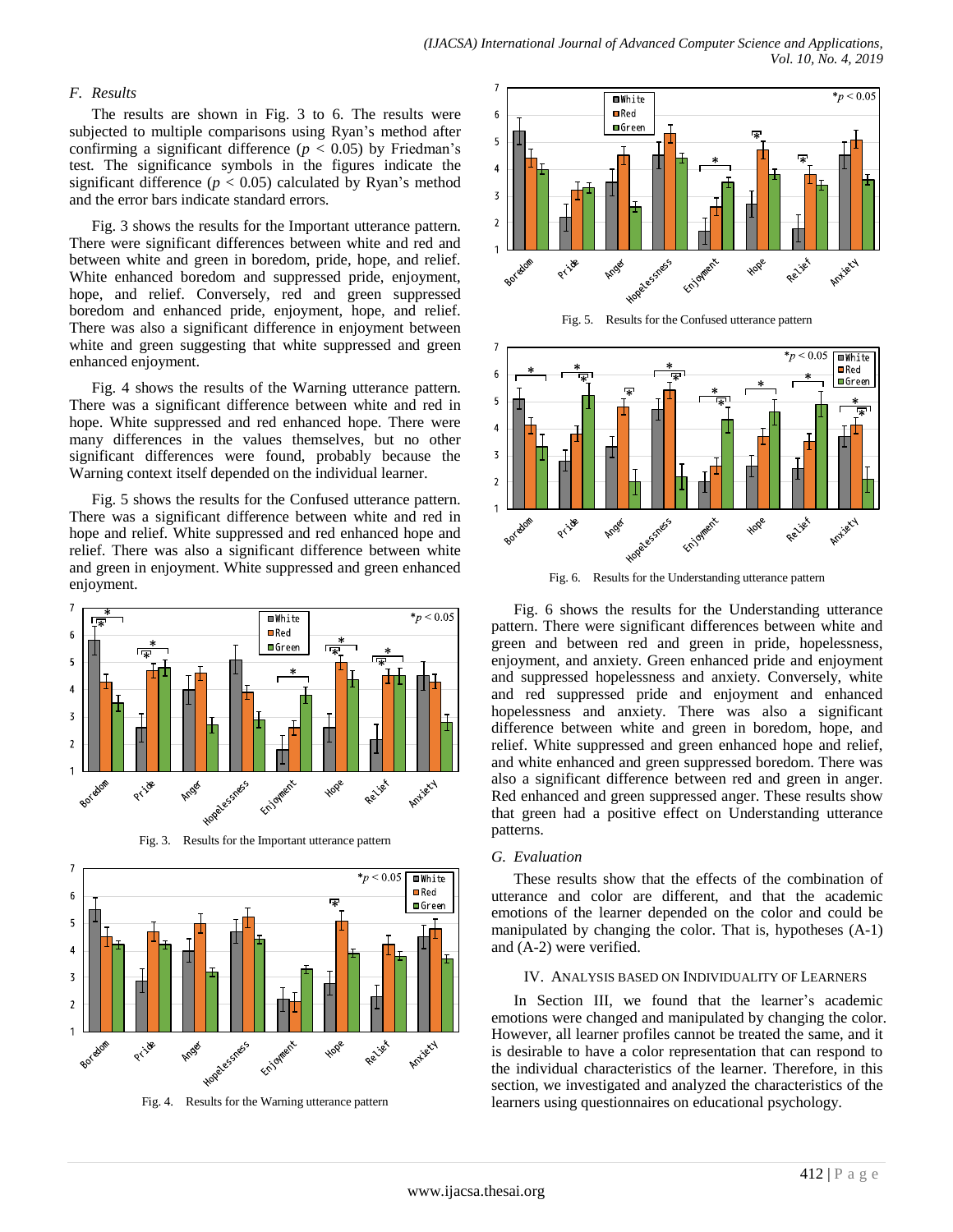### F. Results

The results are shown in Fig. 3 to 6. The results were subjected to multiple comparisons using Ryan's method after confirming a significant difference ($p < 0.05$) by Friedman's test. The significance symbols in the figures indicate the significant difference ($p < 0.05$) calculated by Ryan's method and the error bars indicate standard errors.

Fig. 3 shows the results for the Important utterance pattern. There were significant differences between white and red and between white and green in boredom, pride, hope, and relief. White enhanced boredom and suppressed pride, enjoyment, hope, and relief. Conversely, red and green suppressed boredom and enhanced pride, enjoyment, hope, and relief. There was also a significant difference in enjoyment between white and green suggesting that white suppressed and green enhanced enjoyment.

Fig. 4 shows the results of the Warning utterance pattern. There was a significant difference between white and red in hope. White suppressed and red enhanced hope. There were many differences in the values themselves, but no other significant differences were found, probably because the Warning context itself depended on the individual learner.

Fig. 5 shows the results for the Confused utterance pattern. There was a significant difference between white and red in hope and relief. White suppressed and red enhanced hope and relief. There was also a significant difference between white and green in enjoyment. White suppressed and green enhanced enjoyment.

Fig. 3. Results for the Important utterance pattern

Fig. 4. Results for the Warning utterance pattern

Fig. 5. Results for the Confused utterance pattern

Fig. 6. Results for the Understanding utterance pattern

Fig. 6 shows the results for the Understanding utterance pattern. There were significant differences between white and green and between red and green in pride, hopelessness, enjoyment, and anxiety. Green enhanced pride and enjoyment and suppressed hopelessness and anxiety. Conversely, white and red suppressed pride and enjoyment and enhanced hopelessness and anxiety. There was also a significant difference between white and green in boredom, hope, and relief. White suppressed and green enhanced hope and relief, and white enhanced and green suppressed boredom. There was also a significant difference between red and green in anger. Red enhanced and green suppressed anger. These results show that green had a positive effect on Understanding utterance patterns.

### G. Evaluation

These results show that the effects of the combination of utterance and color are different, and that the academic emotions of the learner depended on the color and could be manipulated by changing the color. That is, hypotheses (A-1) and (A-2) were verified.

## IV. Analysis Based on Individuality of Learners

In Section III, we found that the learner's academic emotions were changed and manipulated by changing the color. However, all learner profiles cannot be treated the same, and it is desirable to have a color representation that can respond to the individual characteristics of the learner. Therefore, in this section, we investigated and analyzed the characteristics of the learners using questionnaires on educational psychology.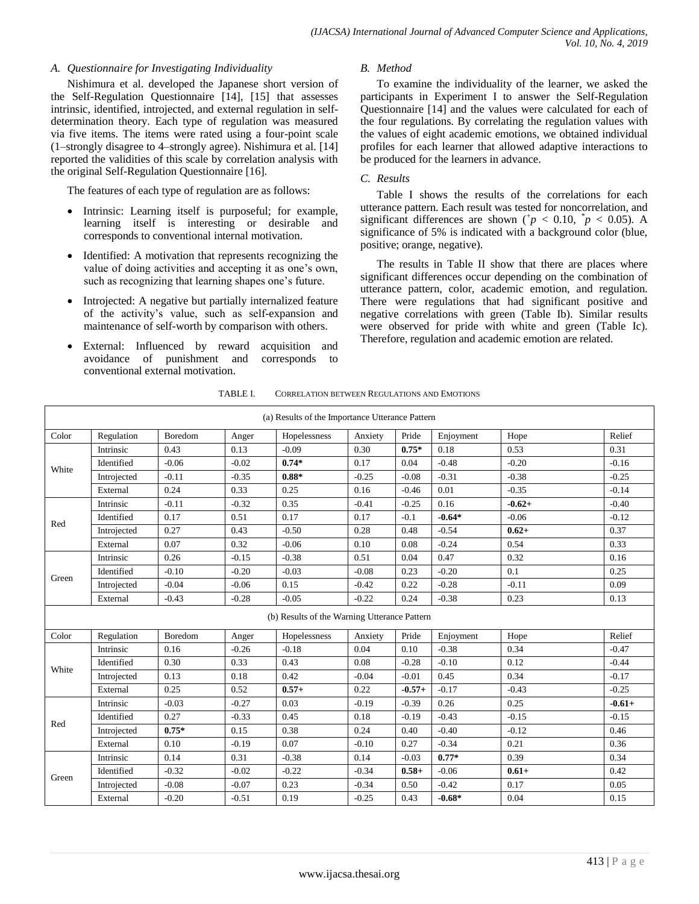### A. Questionnaire for Investigating Individuality

Nishimura et al. developed the Japanese short version of the Self-Regulation Questionnaire [14], [15] that assesses intrinsic, identified, introjected, and external regulation in self-determination theory. Each type of regulation was measured via five items. The items were rated using a four-point scale (1–strongly disagree to 4–strongly agree). Nishimura et al. [14] reported the validities of this scale by correlation analysis with the original Self-Regulation Questionnaire [16].

The features of each type of regulation are as follows:

- Intrinsic: Learning itself is purposeful; for example, learning itself is interesting or desirable and corresponds to conventional internal motivation.
- Identified: A motivation that represents recognizing the value of doing activities and accepting it as one's own, such as recognizing that learning shapes one's future.
- Introjected: A negative but partially internalized feature of the activity's value, such as self-expansion and maintenance of self-worth by comparison with others.
- External: Influenced by reward acquisition and avoidance of punishment and corresponds to conventional external motivation.

### B. Method

To examine the individuality of the learner, we asked the participants in Experiment I to answer the Self-Regulation Questionnaire [14] and the values were calculated for each of the four regulations. By correlating the regulation values with the values of eight academic emotions, we obtained individual profiles for each learner that allowed adaptive interactions to be produced for the learners in advance.

### C. Results

Table I shows the results of the correlations for each utterance pattern. Each result was tested for noncorrelation, and significant differences are shown ($^{+}p < 0.10$, $^{*}p < 0.05$). A significance of 5% is indicated with a background color (blue, positive; orange, negative).

The results in Table II show that there are places where significant differences occur depending on the combination of utterance pattern, color, academic emotion, and regulation. There were regulations that had significant positive and negative correlations with green (Table Ib). Similar results were observed for pride with white and green (Table Ic). Therefore, regulation and academic emotion are related.

TABLE I. Correlation between Regulations and Emotions

| (a) Results of the Importance Utterance Pattern | | | | | | | | | |
|---|---|---|---|---|---|---|---|---|---|
| Color | Regulation | Boredom | Anger | Hopelessness | Anxiety | Pride | Enjoyment | Hope | Relief |
| White | Intrinsic | 0.43 | 0.13 | -0.09 | 0.30 | **0.75*** | 0.18 | 0.53 | 0.31 |
| | Identified | -0.06 | -0.02 | **0.74*** | 0.17 | 0.04 | -0.48 | -0.20 | -0.16 |
| | Introjected | -0.11 | -0.35 | **0.88*** | -0.25 | -0.08 | -0.31 | -0.38 | -0.25 |
| | External | 0.24 | 0.33 | 0.25 | 0.16 | -0.46 | 0.01 | -0.35 | -0.14 |
| Red | Intrinsic | -0.11 | -0.32 | 0.35 | -0.41 | -0.25 | 0.16 | **-0.62+** | -0.40 |
| | Identified | 0.17 | 0.51 | 0.17 | 0.17 | -0.1 | **-0.64*** | -0.06 | -0.12 |
| | Introjected | 0.27 | 0.43 | -0.50 | 0.28 | 0.48 | -0.54 | **0.62+** | 0.37 |
| | External | 0.07 | 0.32 | -0.06 | 0.10 | 0.08 | -0.24 | 0.54 | 0.33 |
| Green | Intrinsic | 0.26 | -0.15 | -0.38 | 0.51 | 0.04 | 0.47 | 0.32 | 0.16 |
| | Identified | -0.10 | -0.20 | -0.03 | -0.08 | 0.23 | -0.20 | 0.1 | 0.25 |
| | Introjected | -0.04 | -0.06 | 0.15 | -0.42 | 0.22 | -0.28 | -0.11 | 0.09 |
| | External | -0.43 | -0.28 | -0.05 | -0.22 | 0.24 | -0.38 | 0.23 | 0.13 |
| (b) Results of the Warning Utterance Pattern | | | | | | | | | |
| Color | Regulation | Boredom | Anger | Hopelessness | Anxiety | Pride | Enjoyment | Hope | Relief |
| White | Intrinsic | 0.16 | -0.26 | -0.18 | 0.04 | 0.10 | -0.38 | 0.34 | -0.47 |
| | Identified | 0.30 | 0.33 | 0.43 | 0.08 | -0.28 | -0.10 | 0.12 | -0.44 |
| | Introjected | 0.13 | 0.18 | 0.42 | -0.04 | -0.01 | 0.45 | 0.34 | -0.17 |
| | External | 0.25 | 0.52 | **0.57+** | 0.22 | **-0.57+** | -0.17 | -0.43 | -0.25 |
| Red | Intrinsic | -0.03 | -0.27 | 0.03 | -0.19 | -0.39 | 0.26 | 0.25 | **-0.61+** |
| | Identified | 0.27 | -0.33 | 0.45 | 0.18 | -0.19 | -0.43 | -0.15 | -0.15 |
| | Introjected | **0.75*** | 0.15 | 0.38 | 0.24 | 0.40 | -0.40 | -0.12 | 0.46 |
| | External | 0.10 | -0.19 | 0.07 | -0.10 | 0.27 | -0.34 | 0.21 | 0.36 |
| Green | Intrinsic | 0.14 | 0.31 | -0.38 | 0.14 | -0.03 | **0.77*** | 0.39 | 0.34 |
| | Identified | -0.32 | -0.02 | -0.22 | -0.34 | **0.58+** | -0.06 | **0.61+** | 0.42 |
| | Introjected | -0.08 | -0.07 | 0.23 | -0.34 | 0.50 | -0.42 | 0.17 | 0.05 |
| | External | -0.20 | -0.51 | 0.19 | -0.25 | 0.43 | **-0.68*** | 0.04 | 0.15 |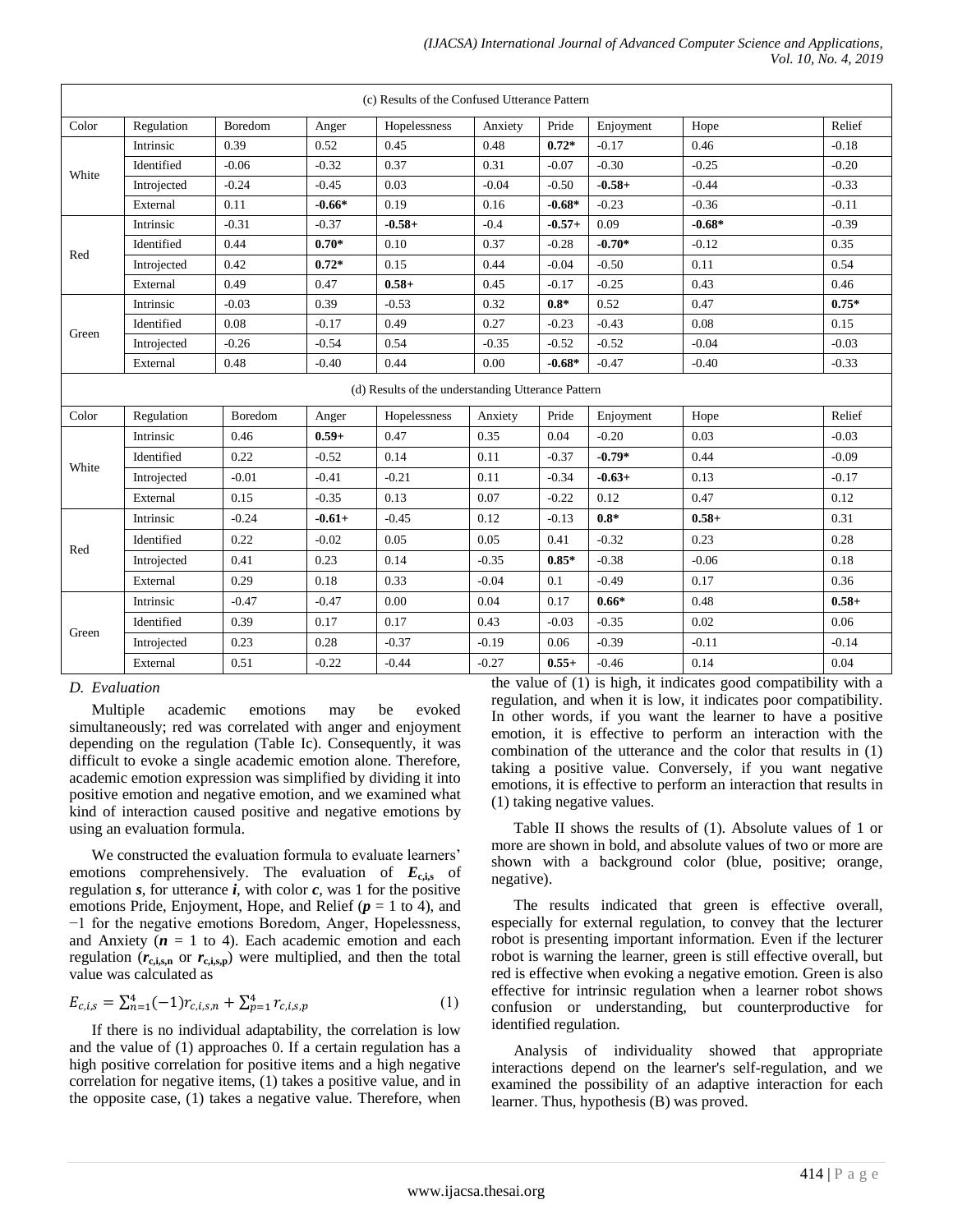| (c) Results of the Confused Utterance Pattern | | | | | | | | | |
|---|---|---|---|---|---|---|---|---|---|
| Color | Regulation | Boredom | Anger | Hopelessness | Anxiety | Pride | Enjoyment | Hope | Relief |
| White | Intrinsic | 0.39 | 0.52 | 0.45 | 0.48 | **0.72*** | -0.17 | 0.46 | -0.18 |
| | Identified | -0.06 | -0.32 | 0.37 | 0.31 | -0.07 | -0.30 | -0.25 | -0.20 |
| | Introjected | -0.24 | -0.45 | 0.03 | -0.04 | -0.50 | **-0.58+** | -0.44 | -0.33 |
| | External | 0.11 | **-0.66*** | 0.19 | 0.16 | **-0.68*** | -0.23 | -0.36 | -0.11 |
| Red | Intrinsic | -0.31 | -0.37 | **-0.58+** | -0.4 | **-0.57+** | 0.09 | **-0.68*** | -0.39 |
| | Identified | 0.44 | **0.70*** | 0.10 | 0.37 | -0.28 | **-0.70*** | -0.12 | 0.35 |
| | Introjected | 0.42 | **0.72*** | 0.15 | 0.44 | -0.04 | -0.50 | 0.11 | 0.54 |
| | External | 0.49 | 0.47 | **0.58+** | 0.45 | -0.17 | -0.25 | 0.43 | 0.46 |
| Green | Intrinsic | -0.03 | 0.39 | -0.53 | 0.32 | **0.8*** | 0.52 | 0.47 | **0.75*** |
| | Identified | 0.08 | -0.17 | 0.49 | 0.27 | -0.23 | -0.43 | 0.08 | 0.15 |
| | Introjected | -0.26 | -0.54 | 0.54 | -0.35 | -0.52 | -0.52 | -0.04 | -0.03 |
| | External | 0.48 | -0.40 | 0.44 | 0.00 | **-0.68*** | -0.47 | -0.40 | -0.33 |

| (d) Results of the understanding Utterance Pattern | | | | | | | | | |
|---|---|---|---|---|---|---|---|---|---|
| Color | Regulation | Boredom | Anger | Hopelessness | Anxiety | Pride | Enjoyment | Hope | Relief |
| White | Intrinsic | 0.46 | **0.59+** | 0.47 | 0.35 | 0.04 | -0.20 | 0.03 | -0.03 |
| | Identified | 0.22 | -0.52 | 0.14 | 0.11 | -0.37 | **-0.79*** | 0.44 | -0.09 |
| | Introjected | -0.01 | -0.41 | -0.21 | 0.11 | -0.34 | **-0.63+** | 0.13 | -0.17 |
| | External | 0.15 | -0.35 | 0.13 | 0.07 | -0.22 | 0.12 | 0.47 | 0.12 |
| Red | Intrinsic | -0.24 | **-0.61+** | -0.45 | 0.12 | -0.13 | **0.8*** | **0.58+** | 0.31 |
| | Identified | 0.22 | -0.02 | 0.05 | 0.05 | 0.41 | -0.32 | 0.23 | 0.28 |
| | Introjected | 0.41 | 0.23 | 0.14 | -0.35 | **0.85*** | -0.38 | -0.06 | 0.18 |
| | External | 0.29 | 0.18 | 0.33 | -0.04 | 0.1 | -0.49 | 0.17 | 0.36 |
| Green | Intrinsic | -0.47 | -0.47 | 0.00 | 0.04 | 0.17 | **0.66*** | 0.48 | **0.58+** |
| | Identified | 0.39 | 0.17 | 0.17 | 0.43 | -0.03 | -0.35 | 0.02 | 0.06 |
| | Introjected | 0.23 | 0.28 | -0.37 | -0.19 | 0.06 | -0.39 | -0.11 | -0.14 |
| | External | 0.51 | -0.22 | -0.44 | -0.27 | **0.55+** | -0.46 | 0.14 | 0.04 |

### *D. Evaluation*

Multiple academic emotions may be evoked simultaneously; red was correlated with anger and enjoyment depending on the regulation (Table Ic). Consequently, it was difficult to evoke a single academic emotion alone. Therefore, academic emotion expression was simplified by dividing it into positive emotion and negative emotion, and we examined what kind of interaction caused positive and negative emotions by using an evaluation formula.

We constructed the evaluation formula to evaluate learners' emotions comprehensively. The evaluation of $E_{c,i,s}$ of regulation $s$, for utterance $i$, with color $c$, was 1 for the positive emotions Pride, Enjoyment, Hope, and Relief ($p$ = 1 to 4), and −1 for the negative emotions Boredom, Anger, Hopelessness, and Anxiety ($n$ = 1 to 4). Each academic emotion and each regulation ($r_{c,i,s,n}$ or $r_{c,i,s,p}$) were multiplied, and then the total value was calculated as

$$E_{c,i,s} = \sum_{n=1}^{4}(-1)r_{c,i,s,n} + \sum_{p=1}^{4} r_{c,i,s,p} \quad (1)$$

If there is no individual adaptability, the correlation is low and the value of (1) approaches 0. If a certain regulation has a high positive correlation for positive items and a high negative correlation for negative items, (1) takes a positive value, and in the opposite case, (1) takes a negative value. Therefore, when the value of (1) is high, it indicates good compatibility with a regulation, and when it is low, it indicates poor compatibility. In other words, if you want the learner to have a positive emotion, it is effective to perform an interaction with the combination of the utterance and the color that results in (1) taking a positive value. Conversely, if you want negative emotions, it is effective to perform an interaction that results in (1) taking negative values.

Table II shows the results of (1). Absolute values of 1 or more are shown in bold, and absolute values of two or more are shown with a background color (blue, positive; orange, negative).

The results indicated that green is effective overall, especially for external regulation, to convey that the lecturer robot is presenting important information. Even if the lecturer robot is warning the learner, green is still effective overall, but red is effective when evoking a negative emotion. Green is also effective for intrinsic regulation when a learner robot shows confusion or understanding, but counterproductive for identified regulation.

Analysis of individuality showed that appropriate interactions depend on the learner's self-regulation, and we examined the possibility of an adaptive interaction for each learner. Thus, hypothesis (B) was proved.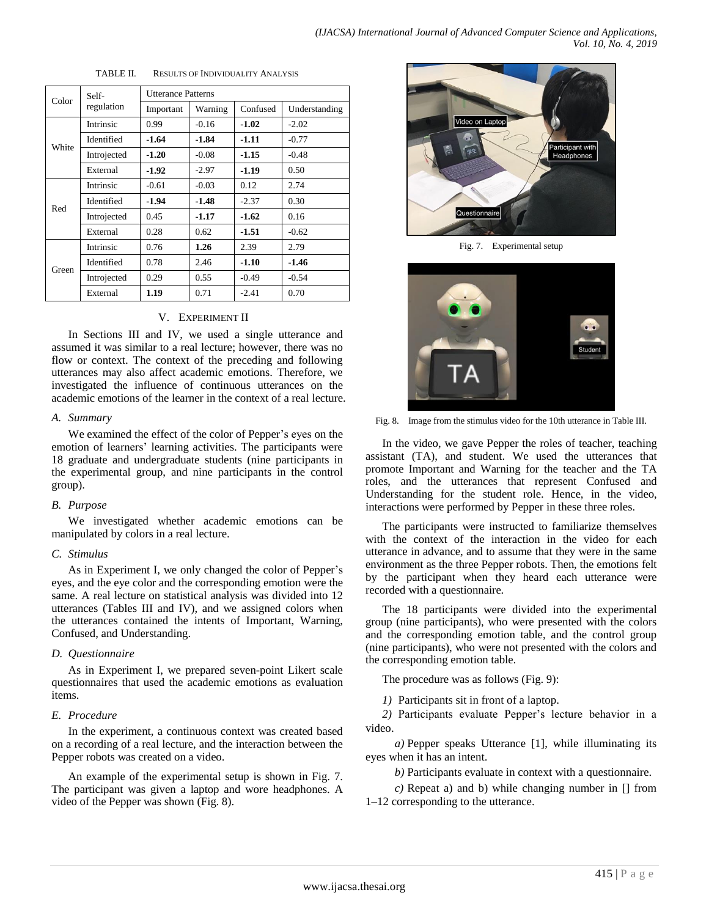TABLE II. RESULTS OF INDIVIDUALITY ANALYSIS

| Color | Self-regulation | Utterance Patterns | | | |
|---|---|---|---|---|---|
| | | Important | Warning | Confused | Understanding |
| White | Intrinsic | 0.99 | -0.16 | **-1.02** | -2.02 |
| | Identified | **-1.64** | **-1.84** | **-1.11** | -0.77 |
| | Introjected | **-1.20** | -0.08 | **-1.15** | -0.48 |
| | External | **-1.92** | -2.97 | **-1.19** | 0.50 |
| Red | Intrinsic | -0.61 | -0.03 | 0.12 | 2.74 |
| | Identified | **-1.94** | **-1.48** | -2.37 | 0.30 |
| | Introjected | 0.45 | **-1.17** | **-1.62** | 0.16 |
| | External | 0.28 | 0.62 | **-1.51** | -0.62 |
| Green | Intrinsic | 0.76 | **1.26** | 2.39 | 2.79 |
| | Identified | 0.78 | 2.46 | **-1.10** | **-1.46** |
| | Introjected | 0.29 | 0.55 | -0.49 | -0.54 |
| | External | **1.19** | 0.71 | -2.41 | 0.70 |

# V. EXPERIMENT II

In Sections III and IV, we used a single utterance and assumed it was similar to a real lecture; however, there was no flow or context. The context of the preceding and following utterances may also affect academic emotions. Therefore, we investigated the influence of continuous utterances on the academic emotions of the learner in the context of a real lecture.

## A. Summary

We examined the effect of the color of Pepper's eyes on the emotion of learners' learning activities. The participants were 18 graduate and undergraduate students (nine participants in the experimental group, and nine participants in the control group).

## B. Purpose

We investigated whether academic emotions can be manipulated by colors in a real lecture.

## C. Stimulus

As in Experiment I, we only changed the color of Pepper's eyes, and the eye color and the corresponding emotion were the same. A real lecture on statistical analysis was divided into 12 utterances (Tables III and IV), and we assigned colors when the utterances contained the intents of Important, Warning, Confused, and Understanding.

## D. Questionnaire

As in Experiment I, we prepared seven-point Likert scale questionnaires that used the academic emotions as evaluation items.

## E. Procedure

In the experiment, a continuous context was created based on a recording of a real lecture, and the interaction between the Pepper robots was created on a video.

An example of the experimental setup is shown in Fig. 7. The participant was given a laptop and wore headphones. A video of the Pepper was shown (Fig. 8).

Fig. 7. Experimental setup

Fig. 8. Image from the stimulus video for the 10th utterance in Table III.

In the video, we gave Pepper the roles of teacher, teaching assistant (TA), and student. We used the utterances that promote Important and Warning for the teacher and the TA roles, and the utterances that represent Confused and Understanding for the student role. Hence, in the video, interactions were performed by Pepper in these three roles.

The participants were instructed to familiarize themselves with the context of the interaction in the video for each utterance in advance, and to assume that they were in the same environment as the three Pepper robots. Then, the emotions felt by the participant when they heard each utterance were recorded with a questionnaire.

The 18 participants were divided into the experimental group (nine participants), who were presented with the colors and the corresponding emotion table, and the control group (nine participants), who were not presented with the colors and the corresponding emotion table.

The procedure was as follows (Fig. 9):

*1)* Participants sit in front of a laptop.

*2)* Participants evaluate Pepper's lecture behavior in a video.

*a)* Pepper speaks Utterance [1], while illuminating its eyes when it has an intent.

*b)* Participants evaluate in context with a questionnaire.

*c)* Repeat a) and b) while changing number in [] from 1–12 corresponding to the utterance.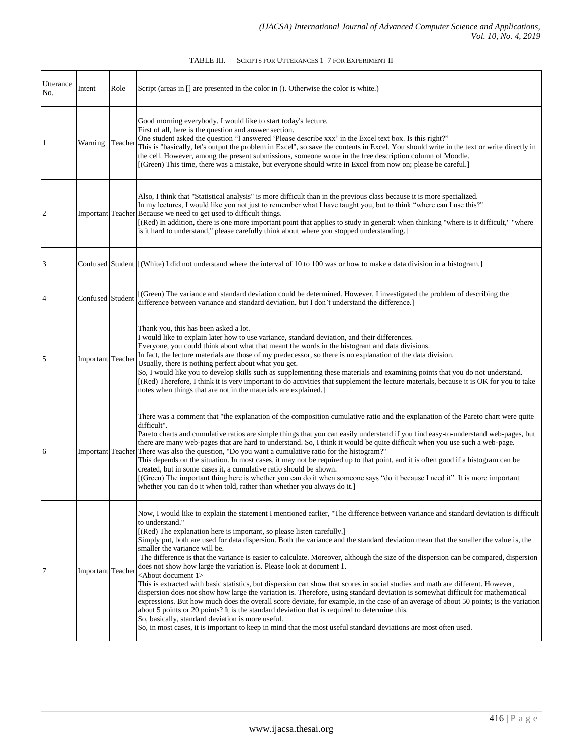TABLE III. SCRIPTS FOR UTTERANCES 1–7 FOR EXPERIMENT II

| Utterance No. | Intent | Role | Script (areas in [] are presented in the color in (). Otherwise the color is white.) |
|---|---|---|---|
| 1 | Warning | Teacher | Good morning everybody. I would like to start today's lecture. First of all, here is the question and answer section. One student asked the question "I answered 'Please describe xxx' in the Excel text box. Is this right?" This is "basically, let's output the problem in Excel", so save the contents in Excel. You should write in the text or write directly in the cell. However, among the present submissions, someone wrote in the free description column of Moodle. [(Green) This time, there was a mistake, but everyone should write in Excel from now on; please be careful.] |
| 2 | Important | Teacher | Also, I think that "Statistical analysis" is more difficult than in the previous class because it is more specialized. In my lectures, I would like you not just to remember what I have taught you, but to think "where can I use this?" Because we need to get used to difficult things. [(Red) In addition, there is one more important point that applies to study in general: when thinking "where is it difficult," "where is it hard to understand," please carefully think about where you stopped understanding.] |
| 3 | Confused | Student | [(White) I did not understand where the interval of 10 to 100 was or how to make a data division in a histogram.] |
| 4 | Confused | Student | [(Green) The variance and standard deviation could be determined. However, I investigated the problem of describing the difference between variance and standard deviation, but I don't understand the difference.] |
| 5 | Important | Teacher | Thank you, this has been asked a lot. I would like to explain later how to use variance, standard deviation, and their differences. Everyone, you could think about what that meant the words in the histogram and data divisions. In fact, the lecture materials are those of my predecessor, so there is no explanation of the data division. Usually, there is nothing perfect about what you get. So, I would like you to develop skills such as supplementing these materials and examining points that you do not understand. [(Red) Therefore, I think it is very important to do activities that supplement the lecture materials, because it is OK for you to take notes when things that are not in the materials are explained.] |
| 6 | Important | Teacher | There was a comment that "the explanation of the composition cumulative ratio and the explanation of the Pareto chart were quite difficult". Pareto charts and cumulative ratios are simple things that you can easily understand if you find easy-to-understand web-pages, but there are many web-pages that are hard to understand. So, I think it would be quite difficult when you use such a web-page. There was also the question, "Do you want a cumulative ratio for the histogram?" This depends on the situation. In most cases, it may not be required up to that point, and it is often good if a histogram can be created, but in some cases it, a cumulative ratio should be shown. [(Green) The important thing here is whether you can do it when someone says "do it because I need it". It is more important whether you can do it when told, rather than whether you always do it.] |
| 7 | Important | Teacher | Now, I would like to explain the statement I mentioned earlier, "The difference between variance and standard deviation is difficult to understand." [(Red) The explanation here is important, so please listen carefully.] Simply put, both are used for data dispersion. Both the variance and the standard deviation mean that the smaller the value is, the smaller the variance will be. The difference is that the variance is easier to calculate. Moreover, although the size of the dispersion can be compared, dispersion does not show how large the variation is. Please look at document 1. <About document 1> This is extracted with basic statistics, but dispersion can show that scores in social studies and math are different. However, dispersion does not show how large the variation is. Therefore, using standard deviation is somewhat difficult for mathematical expressions. But how much does the overall score deviate, for example, in the case of an average of about 50 points; is the variation about 5 points or 20 points? It is the standard deviation that is required to determine this. So, basically, standard deviation is more useful. So, in most cases, it is important to keep in mind that the most useful standard deviations are most often used. |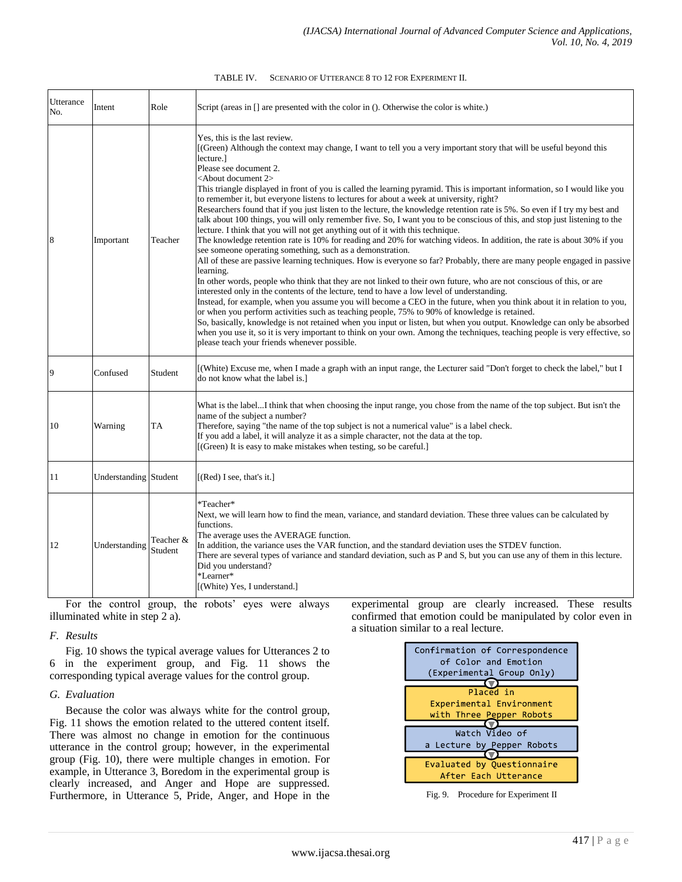TABLE IV. SCENARIO OF UTTERANCE 8 TO 12 FOR EXPERIMENT II.

| Utterance No. | Intent | Role | Script (areas in [] are presented with the color in (). Otherwise the color is white.) |
|---|---|---|---|
| 8 | Important | Teacher | Yes, this is the last review.<br>[(Green) Although the context may change, I want to tell you a very important story that will be useful beyond this lecture.]<br>Please see document 2.<br><About document 2><br>This triangle displayed in front of you is called the learning pyramid. This is important information, so I would like you to remember it, but everyone listens to lectures for about a week at university, right?<br>Researchers found that if you just listen to the lecture, the knowledge retention rate is 5%. So even if I try my best and talk about 100 things, you will only remember five. So, I want you to be conscious of this, and stop just listening to the lecture. I think that you will not get anything out of it with this technique.<br>The knowledge retention rate is 10% for reading and 20% for watching videos. In addition, the rate is about 30% if you see someone operating something, such as a demonstration.<br>All of these are passive learning techniques. How is everyone so far? Probably, there are many people engaged in passive learning.<br>In other words, people who think that they are not linked to their own future, who are not conscious of this, or are interested only in the contents of the lecture, tend to have a low level of understanding.<br>Instead, for example, when you assume you will become a CEO in the future, when you think about it in relation to you, or when you perform activities such as teaching people, 75% to 90% of knowledge is retained.<br>So, basically, knowledge is not retained when you input or listen, but when you output. Knowledge can only be absorbed when you use it, so it is very important to think on your own. Among the techniques, teaching people is very effective, so please teach your friends whenever possible. |
| 9 | Confused | Student | [(White) Excuse me, when I made a graph with an input range, the Lecturer said "Don't forget to check the label," but I do not know what the label is.] |
| 10 | Warning | TA | What is the label...I think that when choosing the input range, you chose from the name of the top subject. But isn't the name of the subject a number?<br>Therefore, saying "the name of the top subject is not a numerical value" is a label check.<br>If you add a label, it will analyze it as a simple character, not the data at the top.<br>[(Green) It is easy to make mistakes when testing, so be careful.] |
| 11 | Understanding | Student | [(Red) I see, that's it.] |
| 12 | Understanding | Teacher & Student | *Teacher*<br>Next, we will learn how to find the mean, variance, and standard deviation. These three values can be calculated by functions.<br>The average uses the AVERAGE function.<br>In addition, the variance uses the VAR function, and the standard deviation uses the STDEV function.<br>There are several types of variance and standard deviation, such as P and S, but you can use any of them in this lecture.<br>Did you understand?<br>*Learner*<br>[(White) Yes, I understand.] |

For the control group, the robots' eyes were always illuminated white in step 2 a).

### F. Results

Fig. 10 shows the typical average values for Utterances 2 to 6 in the experiment group, and Fig. 11 shows the corresponding typical average values for the control group.

### G. Evaluation

Because the color was always white for the control group, Fig. 11 shows the emotion related to the uttered content itself. There was almost no change in emotion for the continuous utterance in the control group; however, in the experimental group (Fig. 10), there were multiple changes in emotion. For example, in Utterance 3, Boredom in the experimental group is clearly increased, and Anger and Hope are suppressed. Furthermore, in Utterance 5, Pride, Anger, and Hope in the experimental group are clearly increased. These results confirmed that emotion could be manipulated by color even in a situation similar to a real lecture.

Confirmation of Correspondence of Color and Emotion (Experimental Group Only)
→ Placed in Experimental Environment with Three Pepper Robots
→ Watch Video of a Lecture by Pepper Robots
→ Evaluated by Questionnaire After Each Utterance

Fig. 9. Procedure for Experiment II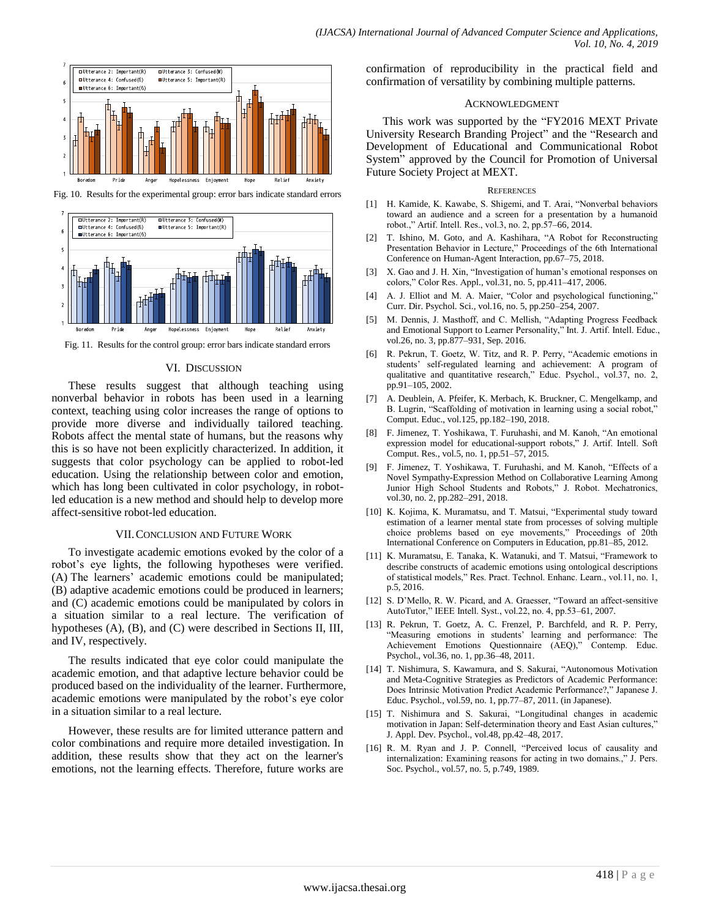7
6
5
4
3
2
1

□Utterance 2: Important(R) □Utterance 3: Confused(W)
□Utterance 4: Confused(G) ■Utterance 5: Important(R)
■Utterance 6: Important(G)

Boredom Pride Anger Hopelessness Enjoyment Hope Relief Anxiety

Fig. 10. Results for the experimental group: error bars indicate standard errors

7
6
5
4
3
2
1

□Utterance 2: Important(R) □Utterance 3: Confused(W)
□Utterance 4: Confused(G) ■Utterance 5: Important(R)
■Utterance 6: Important(G)

Boredom Pride Anger Hopelessness Enjoyment Hope Relief Anxiety

Fig. 11. Results for the control group: error bars indicate standard errors

## VI. Discussion

These results suggest that although teaching using nonverbal behavior in robots has been used in a learning context, teaching using color increases the range of options to provide more diverse and individually tailored teaching. Robots affect the mental state of humans, but the reasons why this is so have not been explicitly characterized. In addition, it suggests that color psychology can be applied to robot-led education. Using the relationship between color and emotion, which has long been cultivated in color psychology, in robot-led education is a new method and should help to develop more affect-sensitive robot-led education.

## VII. Conclusion and Future Work

To investigate academic emotions evoked by the color of a robot's eye lights, the following hypotheses were verified. (A) The learners' academic emotions could be manipulated; (B) adaptive academic emotions could be produced in learners; and (C) academic emotions could be manipulated by colors in a situation similar to a real lecture. The verification of hypotheses (A), (B), and (C) were described in Sections II, III, and IV, respectively.

The results indicated that eye color could manipulate the academic emotion, and that adaptive lecture behavior could be produced based on the individuality of the learner. Furthermore, academic emotions were manipulated by the robot's eye color in a situation similar to a real lecture.

However, these results are for limited utterance pattern and color combinations and require more detailed investigation. In addition, these results show that they act on the learner's emotions, not the learning effects. Therefore, future works are confirmation of reproducibility in the practical field and confirmation of versatility by combining multiple patterns.

## Acknowledgment

This work was supported by the "FY2016 MEXT Private University Research Branding Project" and the "Research and Development of Educational and Communicational Robot System" approved by the Council for Promotion of Universal Future Society Project at MEXT.

## References

[1] H. Kamide, K. Kawabe, S. Shigemi, and T. Arai, "Nonverbal behaviors toward an audience and a screen for a presentation by a humanoid robot.," Artif. Intell. Res., vol.3, no. 2, pp.57–66, 2014.

[2] T. Ishino, M. Goto, and A. Kashihara, "A Robot for Reconstructing Presentation Behavior in Lecture," Proceedings of the 6th International Conference on Human-Agent Interaction, pp.67–75, 2018.

[3] X. Gao and J. H. Xin, "Investigation of human's emotional responses on colors," Color Res. Appl., vol.31, no. 5, pp.411–417, 2006.

[4] A. J. Elliot and M. A. Maier, "Color and psychological functioning," Curr. Dir. Psychol. Sci., vol.16, no. 5, pp.250–254, 2007.

[5] M. Dennis, J. Masthoff, and C. Mellish, "Adapting Progress Feedback and Emotional Support to Learner Personality," Int. J. Artif. Intell. Educ., vol.26, no. 3, pp.877–931, Sep. 2016.

[6] R. Pekrun, T. Goetz, W. Titz, and R. P. Perry, "Academic emotions in students' self-regulated learning and achievement: A program of qualitative and quantitative research," Educ. Psychol., vol.37, no. 2, pp.91–105, 2002.

[7] A. Deublein, A. Pfeifer, K. Merbach, K. Bruckner, C. Mengelkamp, and B. Lugrin, "Scaffolding of motivation in learning using a social robot," Comput. Educ., vol.125, pp.182–190, 2018.

[8] F. Jimenez, T. Yoshikawa, T. Furuhashi, and M. Kanoh, "An emotional expression model for educational-support robots," J. Artif. Intell. Soft Comput. Res., vol.5, no. 1, pp.51–57, 2015.

[9] F. Jimenez, T. Yoshikawa, T. Furuhashi, and M. Kanoh, "Effects of a Novel Sympathy-Expression Method on Collaborative Learning Among Junior High School Students and Robots," J. Robot. Mechatronics, vol.30, no. 2, pp.282–291, 2018.

[10] K. Kojima, K. Muramatsu, and T. Matsui, "Experimental study toward estimation of a learner mental state from processes of solving multiple choice problems based on eye movements," Proceedings of 20th International Conference on Computers in Education, pp.81–85, 2012.

[11] K. Muramatsu, E. Tanaka, K. Watanuki, and T. Matsui, "Framework to describe constructs of academic emotions using ontological descriptions of statistical models," Res. Pract. Technol. Enhanc. Learn., vol.11, no. 1, p.5, 2016.

[12] S. D'Mello, R. W. Picard, and A. Graesser, "Toward an affect-sensitive AutoTutor," IEEE Intell. Syst., vol.22, no. 4, pp.53–61, 2007.

[13] R. Pekrun, T. Goetz, A. C. Frenzel, P. Barchfeld, and R. P. Perry, "Measuring emotions in students' learning and performance: The Achievement Emotions Questionnaire (AEQ)," Contemp. Educ. Psychol., vol.36, no. 1, pp.36–48, 2011.

[14] T. Nishimura, S. Kawamura, and S. Sakurai, "Autonomous Motivation and Meta-Cognitive Strategies as Predictors of Academic Performance: Does Intrinsic Motivation Predict Academic Performance?," Japanese J. Educ. Psychol., vol.59, no. 1, pp.77–87, 2011. (in Japanese).

[15] T. Nishimura and S. Sakurai, "Longitudinal changes in academic motivation in Japan: Self-determination theory and East Asian cultures," J. Appl. Dev. Psychol., vol.48, pp.42–48, 2017.

[16] R. M. Ryan and J. P. Connell, "Perceived locus of causality and internalization: Examining reasons for acting in two domains.," J. Pers. Soc. Psychol., vol.57, no. 5, p.749, 1989.